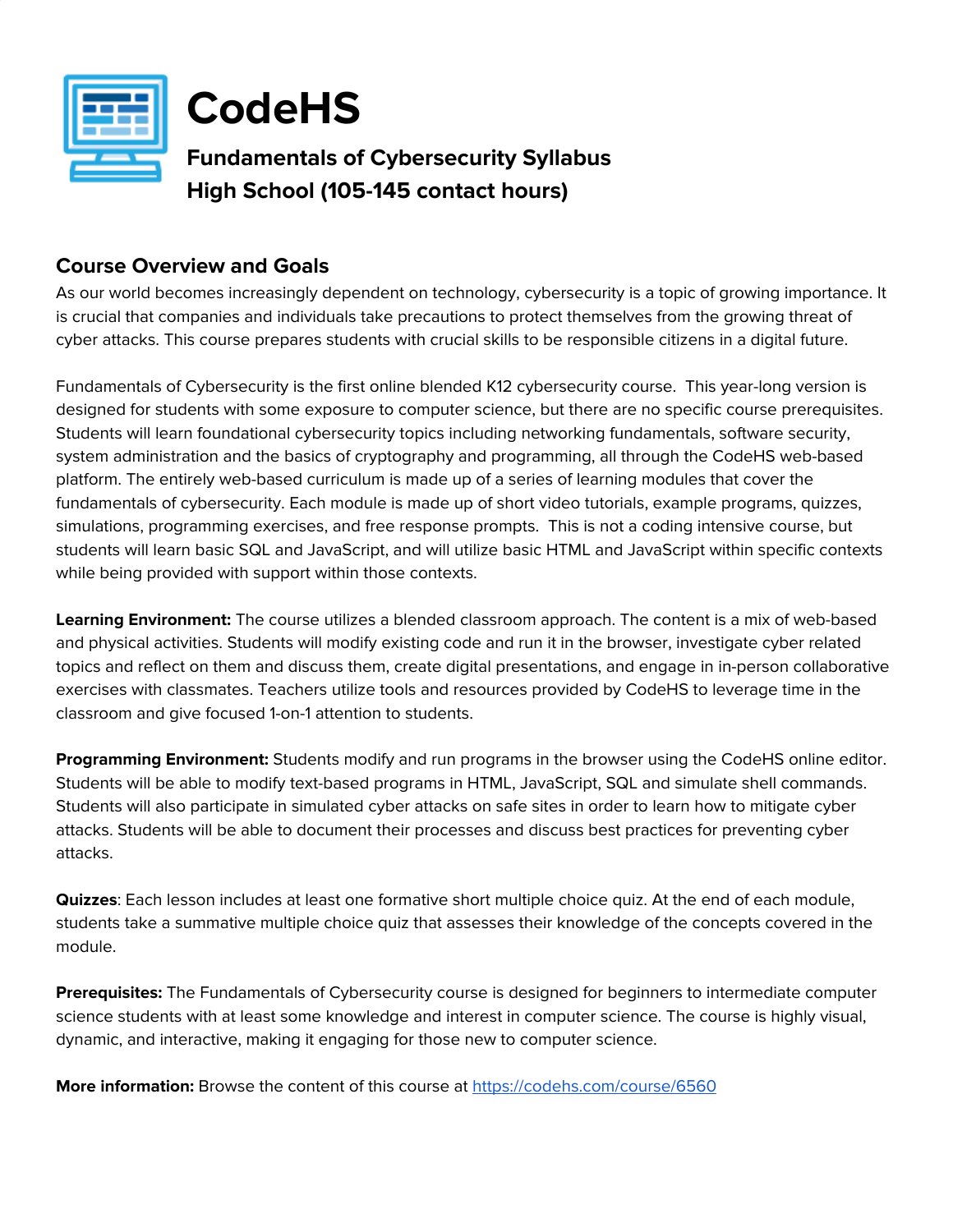# CodeHS

## Fundamentals of Cybersecurity Syllabus
## High School (105-145 contact hours)

## Course Overview and Goals

As our world becomes increasingly dependent on technology, cybersecurity is a topic of growing importance. It is crucial that companies and individuals take precautions to protect themselves from the growing threat of cyber attacks. This course prepares students with crucial skills to be responsible citizens in a digital future.

Fundamentals of Cybersecurity is the first online blended K12 cybersecurity course. This year-long version is designed for students with some exposure to computer science, but there are no specific course prerequisites. Students will learn foundational cybersecurity topics including networking fundamentals, software security, system administration and the basics of cryptography and programming, all through the CodeHS web-based platform. The entirely web-based curriculum is made up of a series of learning modules that cover the fundamentals of cybersecurity. Each module is made up of short video tutorials, example programs, quizzes, simulations, programming exercises, and free response prompts. This is not a coding intensive course, but students will learn basic SQL and JavaScript, and will utilize basic HTML and JavaScript within specific contexts while being provided with support within those contexts.

**Learning Environment:** The course utilizes a blended classroom approach. The content is a mix of web-based and physical activities. Students will modify existing code and run it in the browser, investigate cyber related topics and reflect on them and discuss them, create digital presentations, and engage in in-person collaborative exercises with classmates. Teachers utilize tools and resources provided by CodeHS to leverage time in the classroom and give focused 1-on-1 attention to students.

**Programming Environment:** Students modify and run programs in the browser using the CodeHS online editor. Students will be able to modify text-based programs in HTML, JavaScript, SQL and simulate shell commands. Students will also participate in simulated cyber attacks on safe sites in order to learn how to mitigate cyber attacks. Students will be able to document their processes and discuss best practices for preventing cyber attacks.

**Quizzes**: Each lesson includes at least one formative short multiple choice quiz. At the end of each module, students take a summative multiple choice quiz that assesses their knowledge of the concepts covered in the module.

**Prerequisites:** The Fundamentals of Cybersecurity course is designed for beginners to intermediate computer science students with at least some knowledge and interest in computer science. The course is highly visual, dynamic, and interactive, making it engaging for those new to computer science.

**More information:** Browse the content of this course at https://codehs.com/course/6560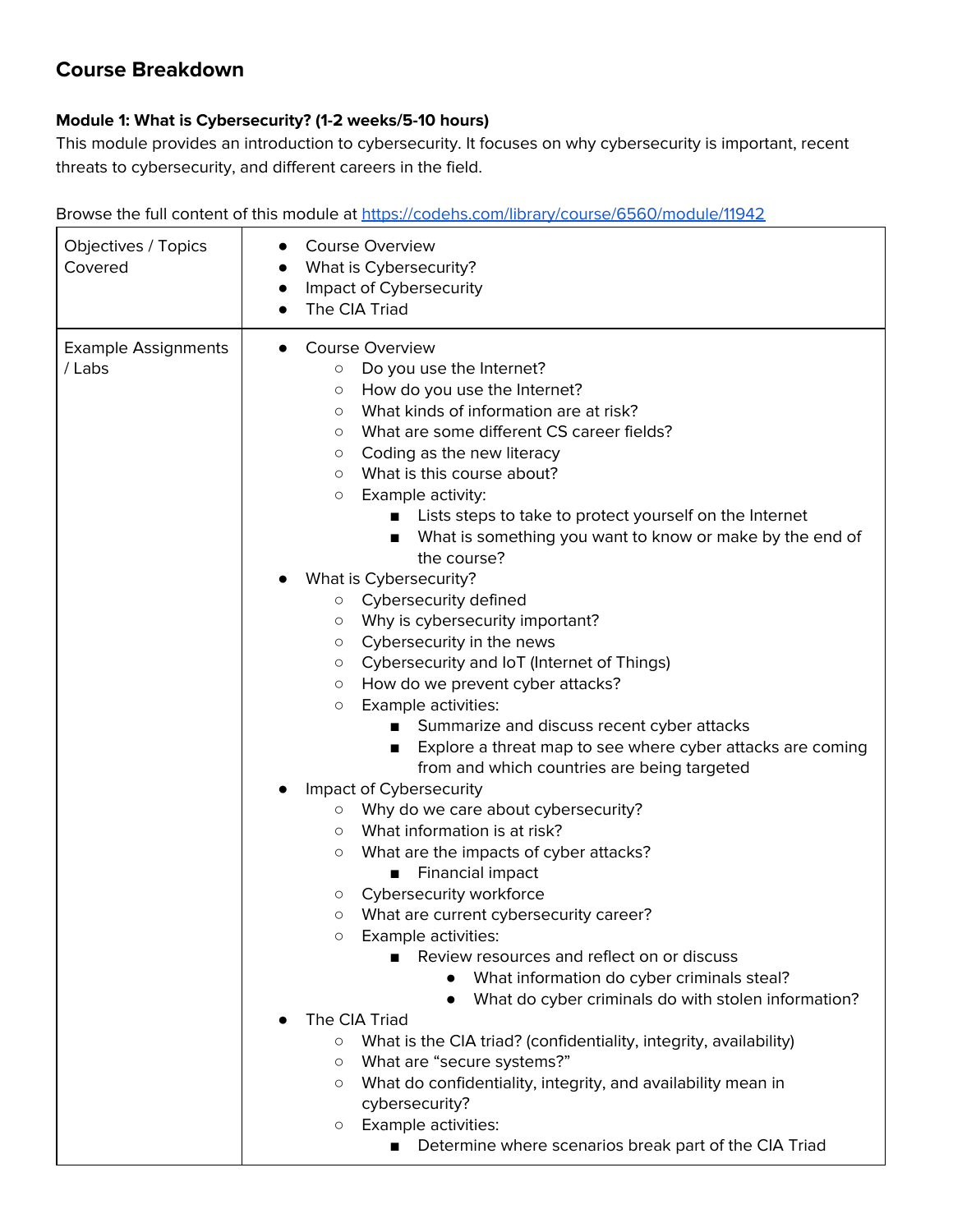## Course Breakdown

**Module 1: What is Cybersecurity? (1-2 weeks/5-10 hours)**

This module provides an introduction to cybersecurity. It focuses on why cybersecurity is important, recent threats to cybersecurity, and different careers in the field.

Browse the full content of this module at https://codehs.com/library/course/6560/module/11942

| Objectives / Topics Covered | <ul><li>Course Overview</li><li>What is Cybersecurity?</li><li>Impact of Cybersecurity</li><li>The CIA Triad</li></ul> |
|---|---|
| Example Assignments / Labs | <ul><li>Course Overview<ul><li>Do you use the Internet?</li><li>How do you use the Internet?</li><li>What kinds of information are at risk?</li><li>What are some different CS career fields?</li><li>Coding as the new literacy</li><li>What is this course about?</li><li>Example activity:<ul><li>Lists steps to take to protect yourself on the Internet</li><li>What is something you want to know or make by the end of the course?</li></ul></li></ul></li><li>What is Cybersecurity?<ul><li>Cybersecurity defined</li><li>Why is cybersecurity important?</li><li>Cybersecurity in the news</li><li>Cybersecurity and IoT (Internet of Things)</li><li>How do we prevent cyber attacks?</li><li>Example activities:<ul><li>Summarize and discuss recent cyber attacks</li><li>Explore a threat map to see where cyber attacks are coming from and which countries are being targeted</li></ul></li></ul></li><li>Impact of Cybersecurity<ul><li>Why do we care about cybersecurity?</li><li>What information is at risk?</li><li>What are the impacts of cyber attacks?<ul><li>Financial impact</li></ul></li><li>Cybersecurity workforce</li><li>What are current cybersecurity career?</li><li>Example activities:<ul><li>Review resources and reflect on or discuss<ul><li>What information do cyber criminals steal?</li><li>What do cyber criminals do with stolen information?</li></ul></li></ul></li></ul></li><li>The CIA Triad<ul><li>What is the CIA triad? (confidentiality, integrity, availability)</li><li>What are "secure systems?"</li><li>What do confidentiality, integrity, and availability mean in cybersecurity?</li><li>Example activities:<ul><li>Determine where scenarios break part of the CIA Triad</li></ul></li></ul></li></ul> |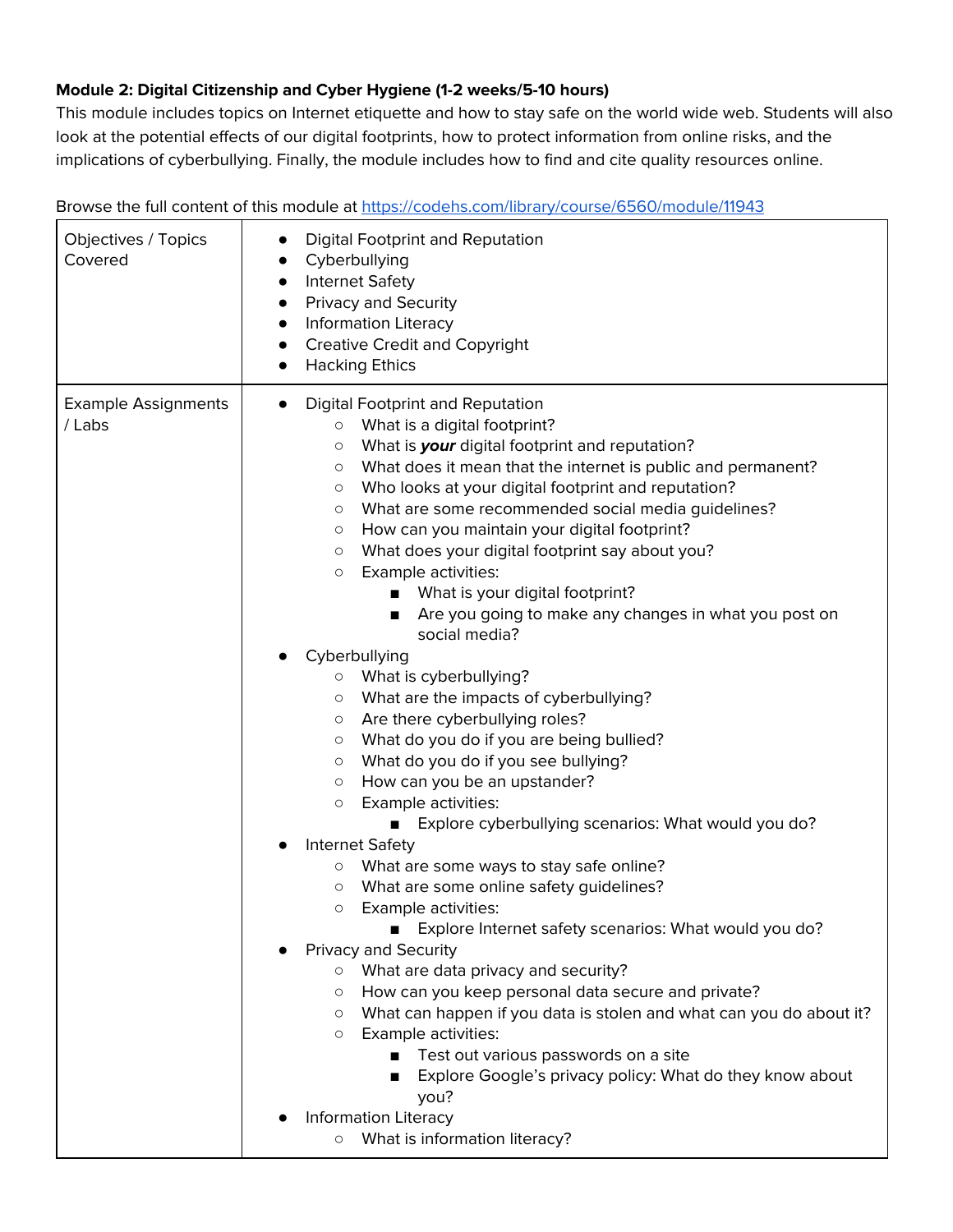**Module 2: Digital Citizenship and Cyber Hygiene (1-2 weeks/5-10 hours)**

This module includes topics on Internet etiquette and how to stay safe on the world wide web. Students will also look at the potential effects of our digital footprints, how to protect information from online risks, and the implications of cyberbullying. Finally, the module includes how to find and cite quality resources online.

Browse the full content of this module at https://codehs.com/library/course/6560/module/11943

| | |
|---|---|
| Objectives / Topics Covered | ● Digital Footprint and Reputation<br>● Cyberbullying<br>● Internet Safety<br>● Privacy and Security<br>● Information Literacy<br>● Creative Credit and Copyright<br>● Hacking Ethics |
| Example Assignments / Labs | ● Digital Footprint and Reputation<br>○ What is a digital footprint?<br>○ What is ***your*** digital footprint and reputation?<br>○ What does it mean that the internet is public and permanent?<br>○ Who looks at your digital footprint and reputation?<br>○ What are some recommended social media guidelines?<br>○ How can you maintain your digital footprint?<br>○ What does your digital footprint say about you?<br>○ Example activities:<br>■ What is your digital footprint?<br>■ Are you going to make any changes in what you post on social media?<br>● Cyberbullying<br>○ What is cyberbullying?<br>○ What are the impacts of cyberbullying?<br>○ Are there cyberbullying roles?<br>○ What do you do if you are being bullied?<br>○ What do you do if you see bullying?<br>○ How can you be an upstander?<br>○ Example activities:<br>■ Explore cyberbullying scenarios: What would you do?<br>● Internet Safety<br>○ What are some ways to stay safe online?<br>○ What are some online safety guidelines?<br>○ Example activities:<br>■ Explore Internet safety scenarios: What would you do?<br>● Privacy and Security<br>○ What are data privacy and security?<br>○ How can you keep personal data secure and private?<br>○ What can happen if you data is stolen and what can you do about it?<br>○ Example activities:<br>■ Test out various passwords on a site<br>■ Explore Google's privacy policy: What do they know about you?<br>● Information Literacy<br>○ What is information literacy? |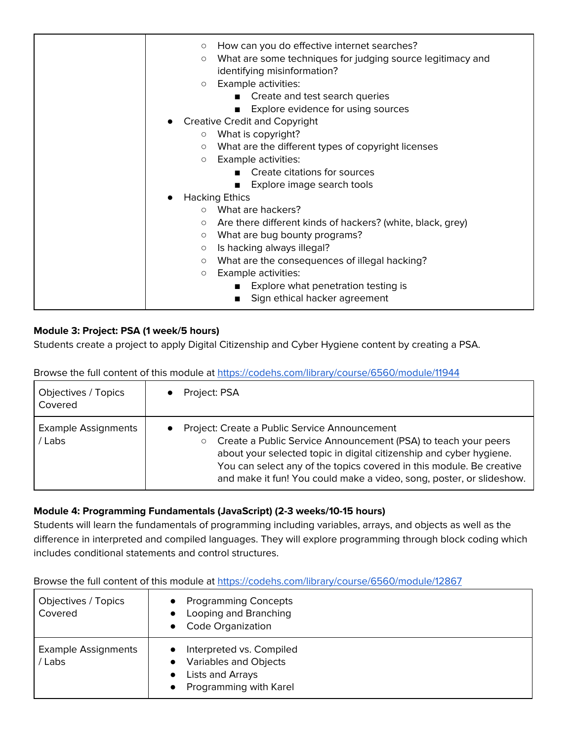| | |
|---|---|
| | ○ How can you do effective internet searches?<br>○ What are some techniques for judging source legitimacy and identifying misinformation?<br>○ Example activities:<br>■ Create and test search queries<br>■ Explore evidence for using sources<br>● Creative Credit and Copyright<br>○ What is copyright?<br>○ What are the different types of copyright licenses<br>○ Example activities:<br>■ Create citations for sources<br>■ Explore image search tools<br>● Hacking Ethics<br>○ What are hackers?<br>○ Are there different kinds of hackers? (white, black, grey)<br>○ What are bug bounty programs?<br>○ Is hacking always illegal?<br>○ What are the consequences of illegal hacking?<br>○ Example activities:<br>■ Explore what penetration testing is<br>■ Sign ethical hacker agreement |

**Module 3: Project: PSA (1 week/5 hours)**

Students create a project to apply Digital Citizenship and Cyber Hygiene content by creating a PSA.

Browse the full content of this module at https://codehs.com/library/course/6560/module/11944

| | |
|---|---|
| Objectives / Topics Covered | ● Project: PSA |
| Example Assignments / Labs | ● Project: Create a Public Service Announcement<br>○ Create a Public Service Announcement (PSA) to teach your peers about your selected topic in digital citizenship and cyber hygiene. You can select any of the topics covered in this module. Be creative and make it fun! You could make a video, song, poster, or slideshow. |

**Module 4: Programming Fundamentals (JavaScript) (2-3 weeks/10-15 hours)**

Students will learn the fundamentals of programming including variables, arrays, and objects as well as the difference in interpreted and compiled languages. They will explore programming through block coding which includes conditional statements and control structures.

Browse the full content of this module at https://codehs.com/library/course/6560/module/12867

| | |
|---|---|
| Objectives / Topics Covered | ● Programming Concepts<br>● Looping and Branching<br>● Code Organization |
| Example Assignments / Labs | ● Interpreted vs. Compiled<br>● Variables and Objects<br>● Lists and Arrays<br>● Programming with Karel |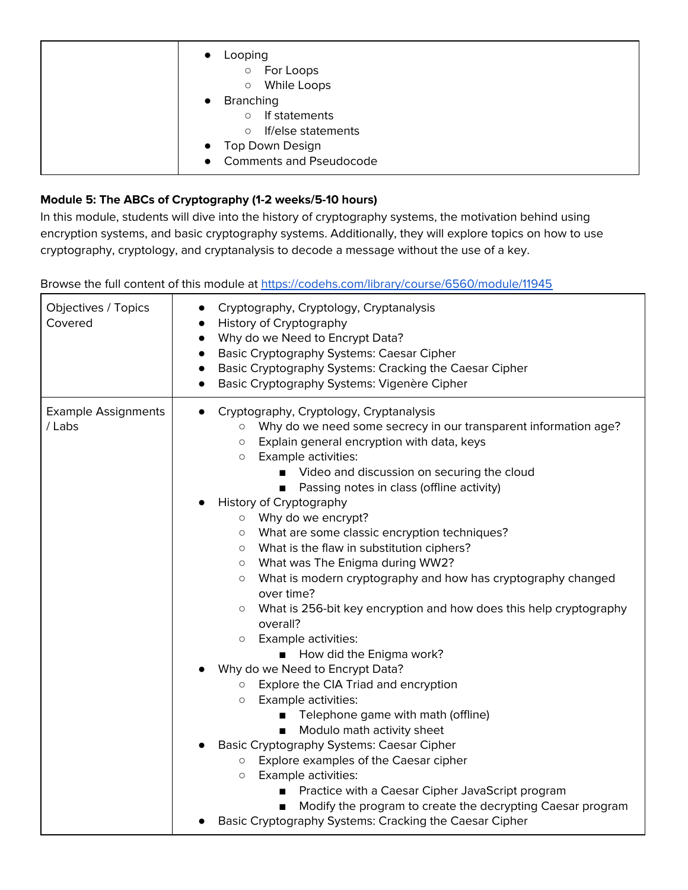| | |
|---|---|
| | <ul><li>Looping<ul><li>For Loops</li><li>While Loops</li></ul></li><li>Branching<ul><li>If statements</li><li>If/else statements</li></ul></li><li>Top Down Design</li><li>Comments and Pseudocode</li></ul> |

**Module 5: The ABCs of Cryptography (1-2 weeks/5-10 hours)**

In this module, students will dive into the history of cryptography systems, the motivation behind using encryption systems, and basic cryptography systems. Additionally, they will explore topics on how to use cryptography, cryptology, and cryptanalysis to decode a message without the use of a key.

Browse the full content of this module at https://codehs.com/library/course/6560/module/11945

| | |
|---|---|
| Objectives / Topics Covered | <ul><li>Cryptography, Cryptology, Cryptanalysis</li><li>History of Cryptography</li><li>Why do we Need to Encrypt Data?</li><li>Basic Cryptography Systems: Caesar Cipher</li><li>Basic Cryptography Systems: Cracking the Caesar Cipher</li><li>Basic Cryptography Systems: Vigenère Cipher</li></ul> |
| Example Assignments / Labs | <ul><li>Cryptography, Cryptology, Cryptanalysis<ul><li>Why do we need some secrecy in our transparent information age?</li><li>Explain general encryption with data, keys</li><li>Example activities:<ul><li>Video and discussion on securing the cloud</li><li>Passing notes in class (offline activity)</li></ul></li></ul></li><li>History of Cryptography<ul><li>Why do we encrypt?</li><li>What are some classic encryption techniques?</li><li>What is the flaw in substitution ciphers?</li><li>What was The Enigma during WW2?</li><li>What is modern cryptography and how has cryptography changed over time?</li><li>What is 256-bit key encryption and how does this help cryptography overall?</li><li>Example activities:<ul><li>How did the Enigma work?</li></ul></li></ul></li><li>Why do we Need to Encrypt Data?<ul><li>Explore the CIA Triad and encryption</li><li>Example activities:<ul><li>Telephone game with math (offline)</li><li>Modulo math activity sheet</li></ul></li></ul></li><li>Basic Cryptography Systems: Caesar Cipher<ul><li>Explore examples of the Caesar cipher</li><li>Example activities:<ul><li>Practice with a Caesar Cipher JavaScript program</li><li>Modify the program to create the decrypting Caesar program</li></ul></li></ul></li><li>Basic Cryptography Systems: Cracking the Caesar Cipher</li></ul> |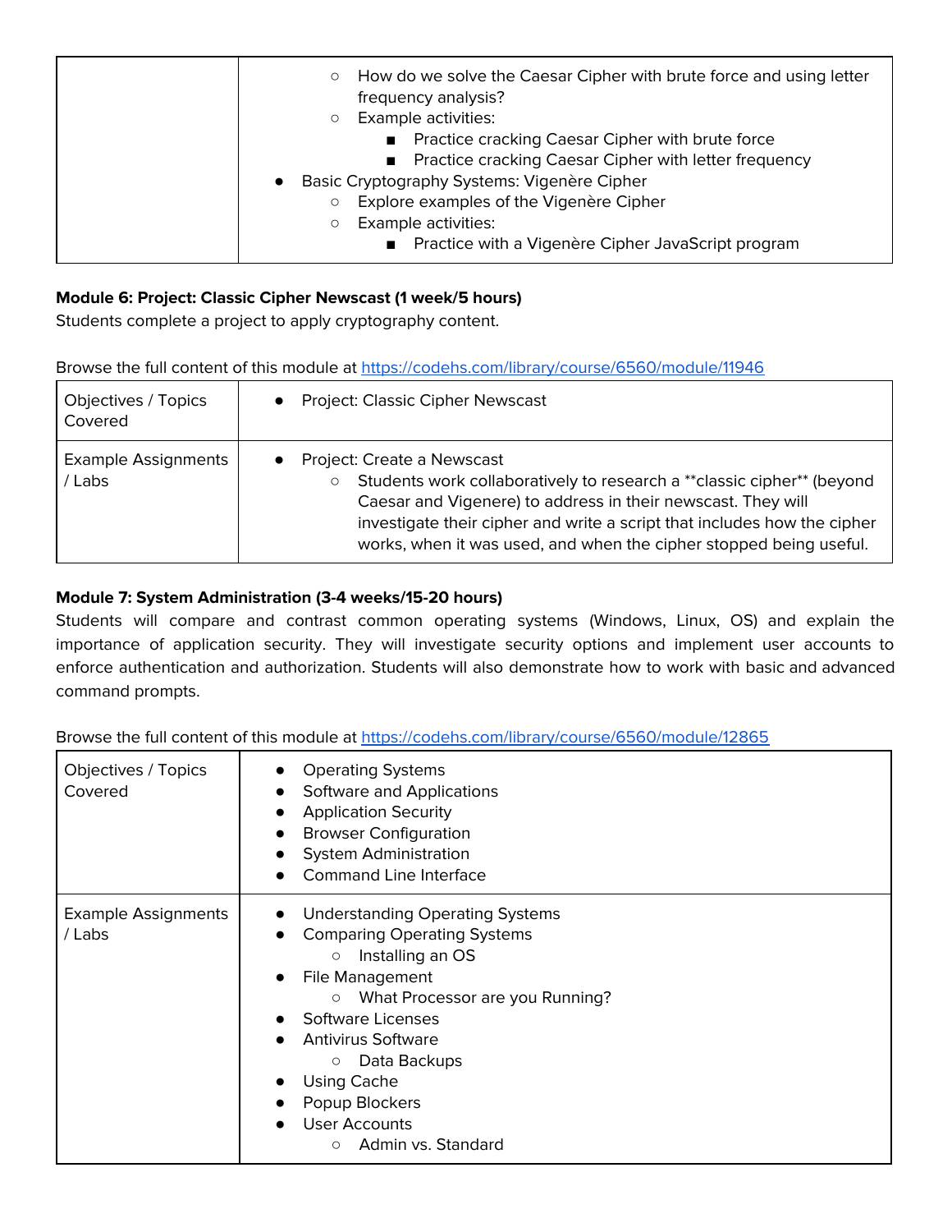| | |
|---|---|
| | ○ How do we solve the Caesar Cipher with brute force and using letter frequency analysis?<br>○ Example activities:<br>■ Practice cracking Caesar Cipher with brute force<br>■ Practice cracking Caesar Cipher with letter frequency<br>● Basic Cryptography Systems: Vigenère Cipher<br>○ Explore examples of the Vigenère Cipher<br>○ Example activities:<br>■ Practice with a Vigenère Cipher JavaScript program |

**Module 6: Project: Classic Cipher Newscast (1 week/5 hours)**
Students complete a project to apply cryptography content.

Browse the full content of this module at https://codehs.com/library/course/6560/module/11946

| | |
|---|---|
| Objectives / Topics Covered | ● Project: Classic Cipher Newscast |
| Example Assignments / Labs | ● Project: Create a Newscast<br>○ Students work collaboratively to research a **classic cipher** (beyond Caesar and Vigenere) to address in their newscast. They will investigate their cipher and write a script that includes how the cipher works, when it was used, and when the cipher stopped being useful. |

**Module 7: System Administration (3-4 weeks/15-20 hours)**
Students will compare and contrast common operating systems (Windows, Linux, OS) and explain the importance of application security. They will investigate security options and implement user accounts to enforce authentication and authorization. Students will also demonstrate how to work with basic and advanced command prompts.

Browse the full content of this module at https://codehs.com/library/course/6560/module/12865

| | |
|---|---|
| Objectives / Topics Covered | ● Operating Systems<br>● Software and Applications<br>● Application Security<br>● Browser Configuration<br>● System Administration<br>● Command Line Interface |
| Example Assignments / Labs | ● Understanding Operating Systems<br>● Comparing Operating Systems<br>○ Installing an OS<br>● File Management<br>○ What Processor are you Running?<br>● Software Licenses<br>● Antivirus Software<br>○ Data Backups<br>● Using Cache<br>● Popup Blockers<br>● User Accounts<br>○ Admin vs. Standard |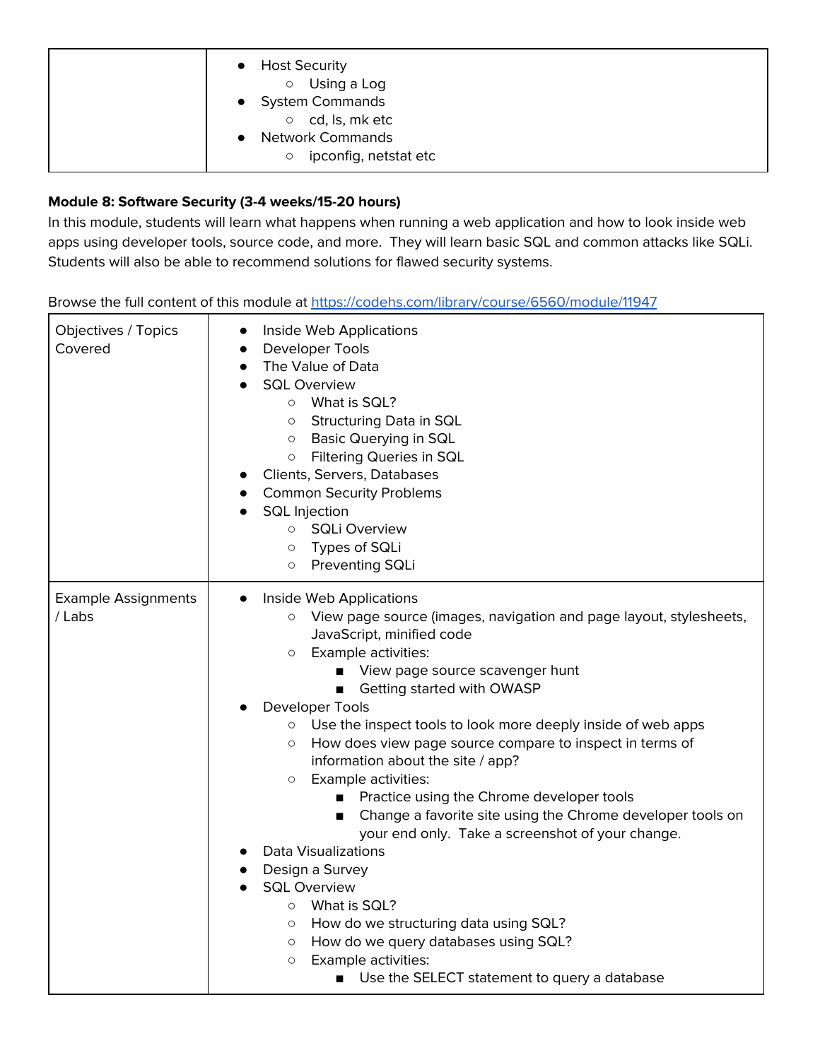| | |
|---|---|
| | • Host Security<br>  ○ Using a Log<br>• System Commands<br>  ○ cd, ls, mk etc<br>• Network Commands<br>  ○ ipconfig, netstat etc |

**Module 8: Software Security (3-4 weeks/15-20 hours)**

In this module, students will learn what happens when running a web application and how to look inside web apps using developer tools, source code, and more. They will learn basic SQL and common attacks like SQLi. Students will also be able to recommend solutions for flawed security systems.

Browse the full content of this module at https://codehs.com/library/course/6560/module/11947

| | |
|---|---|
| Objectives / Topics Covered | • Inside Web Applications<br>• Developer Tools<br>• The Value of Data<br>• SQL Overview<br>  ○ What is SQL?<br>  ○ Structuring Data in SQL<br>  ○ Basic Querying in SQL<br>  ○ Filtering Queries in SQL<br>• Clients, Servers, Databases<br>• Common Security Problems<br>• SQL Injection<br>  ○ SQLi Overview<br>  ○ Types of SQLi<br>  ○ Preventing SQLi |
| Example Assignments / Labs | • Inside Web Applications<br>  ○ View page source (images, navigation and page layout, stylesheets, JavaScript, minified code<br>  ○ Example activities:<br>    ■ View page source scavenger hunt<br>    ■ Getting started with OWASP<br>• Developer Tools<br>  ○ Use the inspect tools to look more deeply inside of web apps<br>  ○ How does view page source compare to inspect in terms of information about the site / app?<br>  ○ Example activities:<br>    ■ Practice using the Chrome developer tools<br>    ■ Change a favorite site using the Chrome developer tools on your end only. Take a screenshot of your change.<br>• Data Visualizations<br>• Design a Survey<br>• SQL Overview<br>  ○ What is SQL?<br>  ○ How do we structuring data using SQL?<br>  ○ How do we query databases using SQL?<br>  ○ Example activities:<br>    ■ Use the SELECT statement to query a database |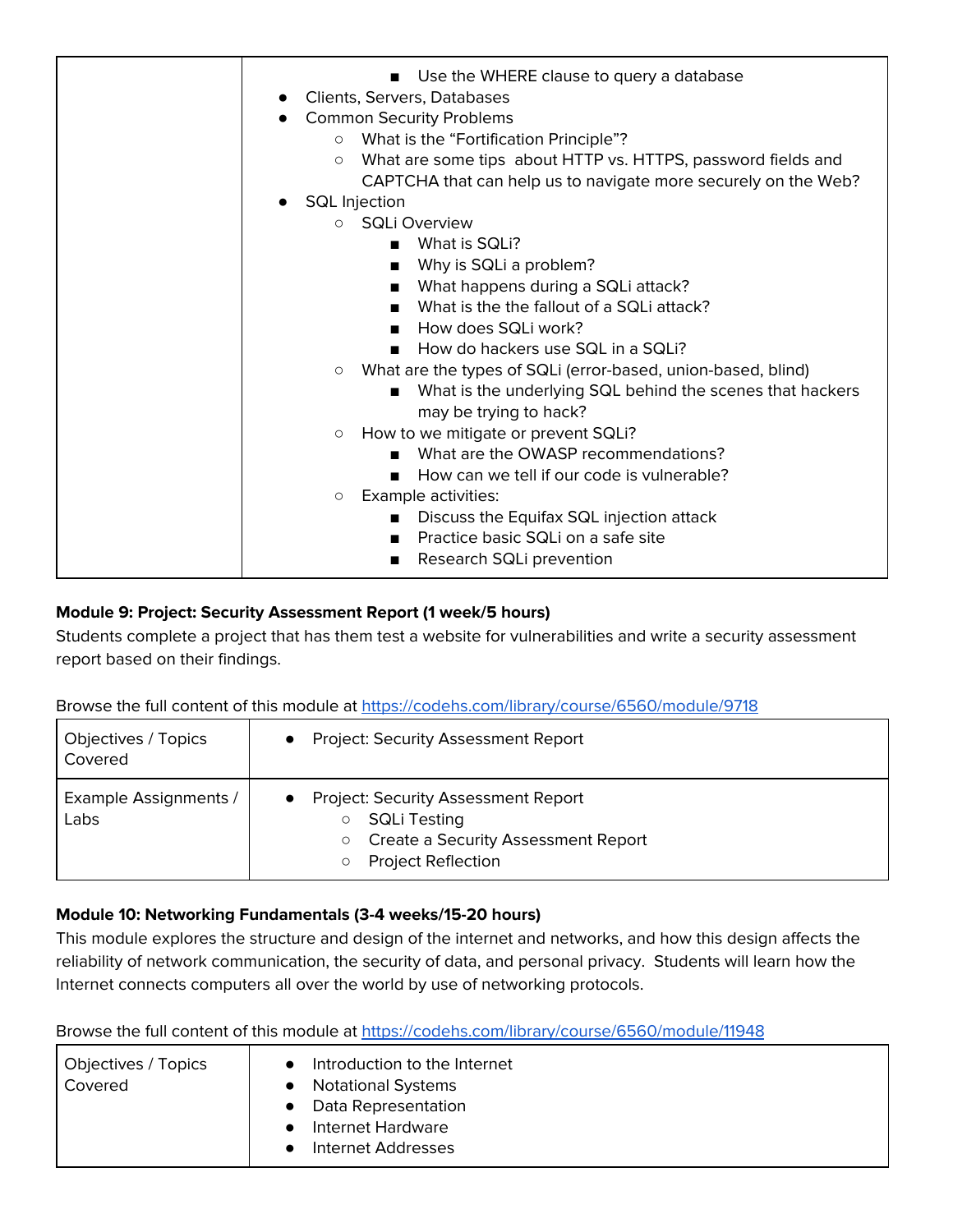| | |
|---|---|
| | ■ Use the WHERE clause to query a database<br>● Clients, Servers, Databases<br>● Common Security Problems<br>○ What is the "Fortification Principle"?<br>○ What are some tips about HTTP vs. HTTPS, password fields and CAPTCHA that can help us to navigate more securely on the Web?<br>● SQL Injection<br>○ SQLi Overview<br>■ What is SQLi?<br>■ Why is SQLi a problem?<br>■ What happens during a SQLi attack?<br>■ What is the the fallout of a SQLi attack?<br>■ How does SQLi work?<br>■ How do hackers use SQL in a SQLi?<br>○ What are the types of SQLi (error-based, union-based, blind)<br>■ What is the underlying SQL behind the scenes that hackers may be trying to hack?<br>○ How to we mitigate or prevent SQLi?<br>■ What are the OWASP recommendations?<br>■ How can we tell if our code is vulnerable?<br>○ Example activities:<br>■ Discuss the Equifax SQL injection attack<br>■ Practice basic SQLi on a safe site<br>■ Research SQLi prevention |

**Module 9: Project: Security Assessment Report (1 week/5 hours)**

Students complete a project that has them test a website for vulnerabilities and write a security assessment report based on their findings.

Browse the full content of this module at https://codehs.com/library/course/6560/module/9718

| | |
|---|---|
| Objectives / Topics Covered | ● Project: Security Assessment Report |
| Example Assignments / Labs | ● Project: Security Assessment Report<br>○ SQLi Testing<br>○ Create a Security Assessment Report<br>○ Project Reflection |

**Module 10: Networking Fundamentals (3-4 weeks/15-20 hours)**

This module explores the structure and design of the internet and networks, and how this design affects the reliability of network communication, the security of data, and personal privacy. Students will learn how the Internet connects computers all over the world by use of networking protocols.

Browse the full content of this module at https://codehs.com/library/course/6560/module/11948

| | |
|---|---|
| Objectives / Topics Covered | ● Introduction to the Internet<br>● Notational Systems<br>● Data Representation<br>● Internet Hardware<br>● Internet Addresses |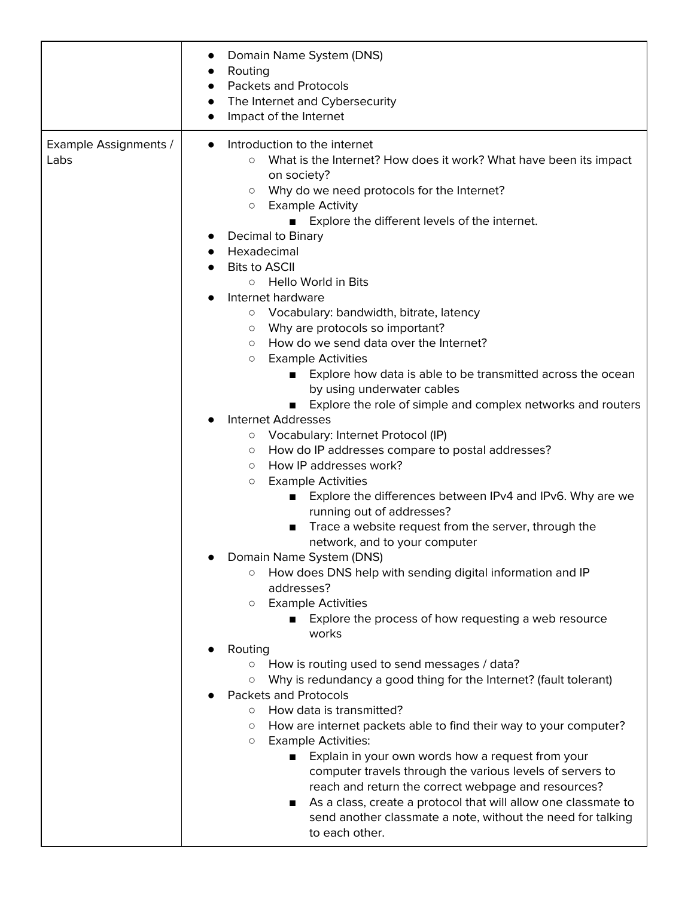| | |
|---|---|
| | <ul><li>Domain Name System (DNS)</li><li>Routing</li><li>Packets and Protocols</li><li>The Internet and Cybersecurity</li><li>Impact of the Internet</li></ul> |
| Example Assignments / Labs | <ul><li>Introduction to the internet<ul><li>What is the Internet? How does it work? What have been its impact on society?</li><li>Why do we need protocols for the Internet?</li><li>Example Activity<ul><li>Explore the different levels of the internet.</li></ul></li></ul></li><li>Decimal to Binary</li><li>Hexadecimal</li><li>Bits to ASCII<ul><li>Hello World in Bits</li></ul></li><li>Internet hardware<ul><li>Vocabulary: bandwidth, bitrate, latency</li><li>Why are protocols so important?</li><li>How do we send data over the Internet?</li><li>Example Activities<ul><li>Explore how data is able to be transmitted across the ocean by using underwater cables</li><li>Explore the role of simple and complex networks and routers</li></ul></li></ul></li><li>Internet Addresses<ul><li>Vocabulary: Internet Protocol (IP)</li><li>How do IP addresses compare to postal addresses?</li><li>How IP addresses work?</li><li>Example Activities<ul><li>Explore the differences between IPv4 and IPv6. Why are we running out of addresses?</li><li>Trace a website request from the server, through the network, and to your computer</li></ul></li></ul></li><li>Domain Name System (DNS)<ul><li>How does DNS help with sending digital information and IP addresses?</li><li>Example Activities<ul><li>Explore the process of how requesting a web resource works</li></ul></li></ul></li><li>Routing<ul><li>How is routing used to send messages / data?</li><li>Why is redundancy a good thing for the Internet? (fault tolerant)</li></ul></li><li>Packets and Protocols<ul><li>How data is transmitted?</li><li>How are internet packets able to find their way to your computer?</li><li>Example Activities:<ul><li>Explain in your own words how a request from your computer travels through the various levels of servers to reach and return the correct webpage and resources?</li><li>As a class, create a protocol that will allow one classmate to send another classmate a note, without the need for talking to each other.</li></ul></li></ul></li></ul> |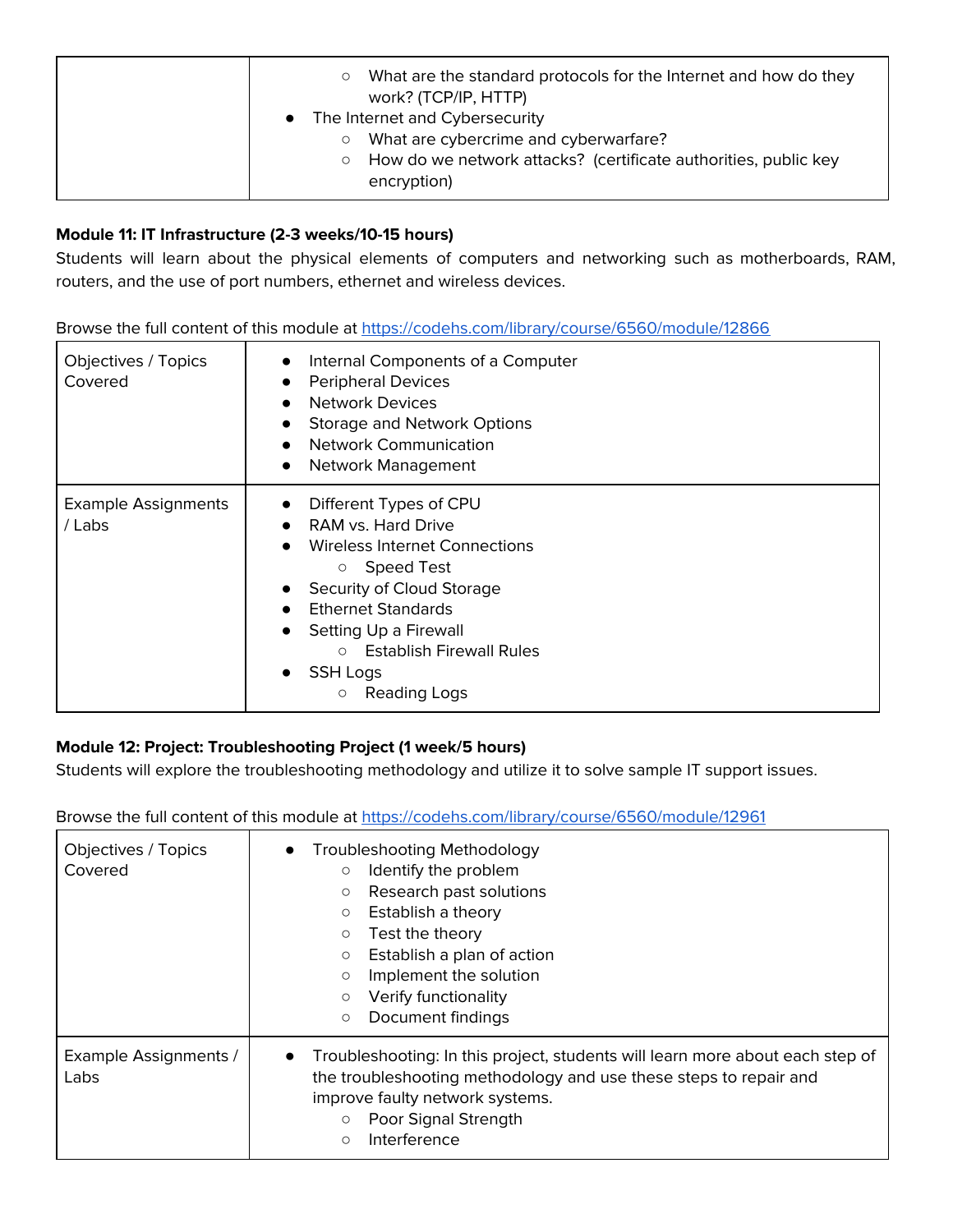| | ◦ What are the standard protocols for the Internet and how do they work? (TCP/IP, HTTP)<br>• The Internet and Cybersecurity<br>  ◦ What are cybercrime and cyberwarfare?<br>  ◦ How do we network attacks? (certificate authorities, public key encryption) |
|---|---|

**Module 11: IT Infrastructure (2-3 weeks/10-15 hours)**

Students will learn about the physical elements of computers and networking such as motherboards, RAM, routers, and the use of port numbers, ethernet and wireless devices.

Browse the full content of this module at https://codehs.com/library/course/6560/module/12866

| | |
|---|---|
| Objectives / Topics Covered | • Internal Components of a Computer<br>• Peripheral Devices<br>• Network Devices<br>• Storage and Network Options<br>• Network Communication<br>• Network Management |
| Example Assignments / Labs | • Different Types of CPU<br>• RAM vs. Hard Drive<br>• Wireless Internet Connections<br>  ◦ Speed Test<br>• Security of Cloud Storage<br>• Ethernet Standards<br>• Setting Up a Firewall<br>  ◦ Establish Firewall Rules<br>• SSH Logs<br>  ◦ Reading Logs |

**Module 12: Project: Troubleshooting Project (1 week/5 hours)**

Students will explore the troubleshooting methodology and utilize it to solve sample IT support issues.

Browse the full content of this module at https://codehs.com/library/course/6560/module/12961

| | |
|---|---|
| Objectives / Topics Covered | • Troubleshooting Methodology<br>  ◦ Identify the problem<br>  ◦ Research past solutions<br>  ◦ Establish a theory<br>  ◦ Test the theory<br>  ◦ Establish a plan of action<br>  ◦ Implement the solution<br>  ◦ Verify functionality<br>  ◦ Document findings |
| Example Assignments / Labs | • Troubleshooting: In this project, students will learn more about each step of the troubleshooting methodology and use these steps to repair and improve faulty network systems.<br>  ◦ Poor Signal Strength<br>  ◦ Interference |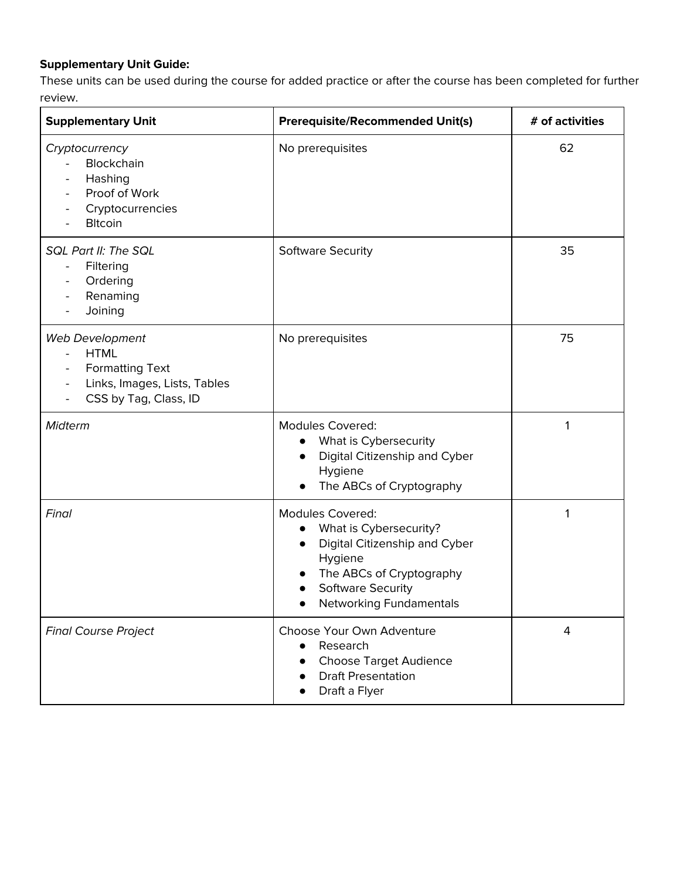**Supplementary Unit Guide:**
These units can be used during the course for added practice or after the course has been completed for further review.

| Supplementary Unit | Prerequisite/Recommended Unit(s) | # of activities |
|---|---|---|
| *Cryptocurrency*<br>- Blockchain<br>- Hashing<br>- Proof of Work<br>- Cryptocurrencies<br>- BItcoin | No prerequisites | 62 |
| *SQL Part II: The SQL*<br>- Filtering<br>- Ordering<br>- Renaming<br>- Joining | Software Security | 35 |
| *Web Development*<br>- HTML<br>- Formatting Text<br>- Links, Images, Lists, Tables<br>- CSS by Tag, Class, ID | No prerequisites | 75 |
| *Midterm* | Modules Covered:<br>• What is Cybersecurity<br>• Digital Citizenship and Cyber Hygiene<br>• The ABCs of Cryptography | 1 |
| *Final* | Modules Covered:<br>• What is Cybersecurity?<br>• Digital Citizenship and Cyber Hygiene<br>• The ABCs of Cryptography<br>• Software Security<br>• Networking Fundamentals | 1 |
| *Final Course Project* | Choose Your Own Adventure<br>• Research<br>• Choose Target Audience<br>• Draft Presentation<br>• Draft a Flyer | 4 |